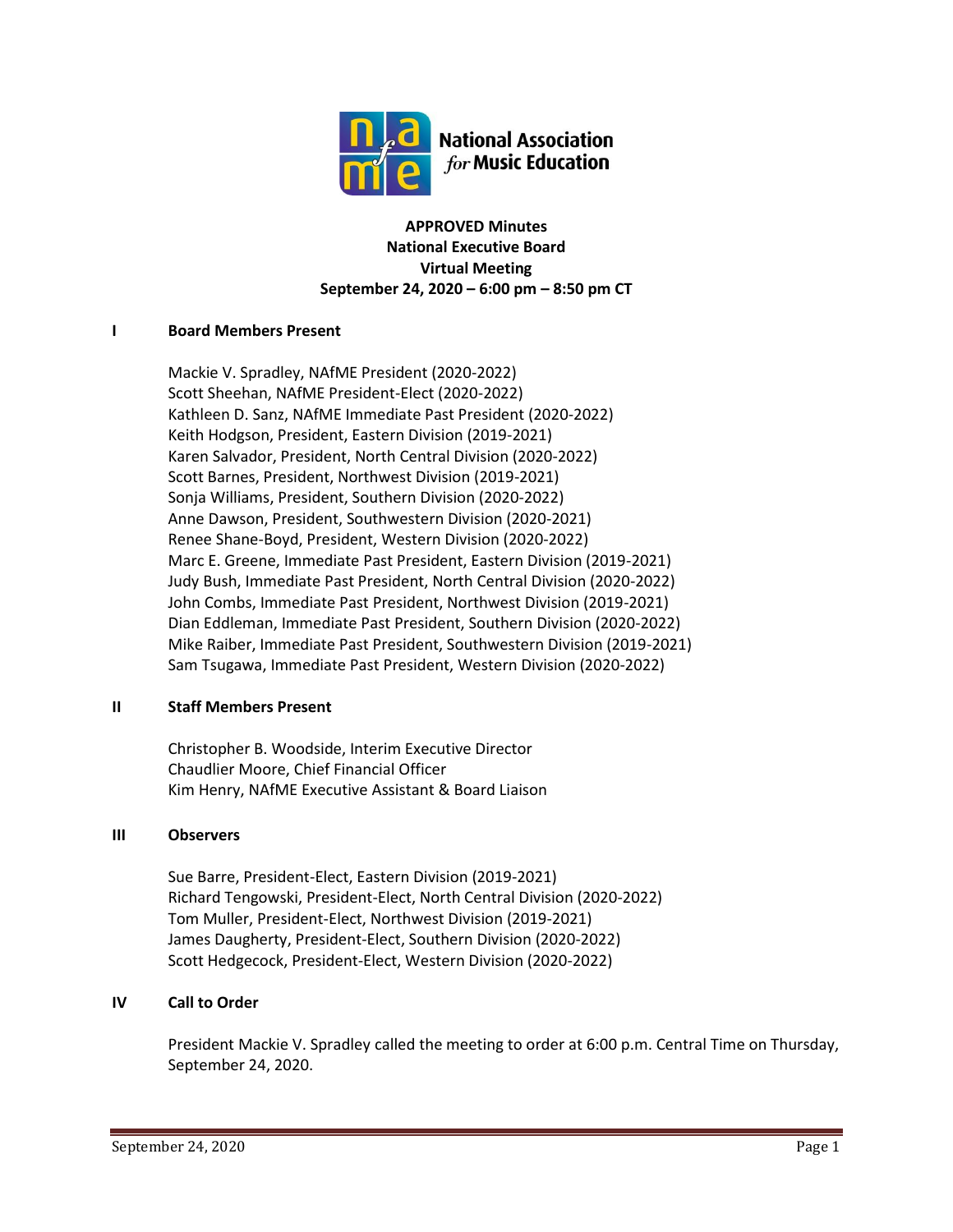**APPROVED Minutes**
**National Executive Board**
**Virtual Meeting**
**September 24, 2020 – 6:00 pm – 8:50 pm CT**

## I Board Members Present

Mackie V. Spradley, NAfME President (2020-2022)
Scott Sheehan, NAfME President-Elect (2020-2022)
Kathleen D. Sanz, NAfME Immediate Past President (2020-2022)
Keith Hodgson, President, Eastern Division (2019-2021)
Karen Salvador, President, North Central Division (2020-2022)
Scott Barnes, President, Northwest Division (2019-2021)
Sonja Williams, President, Southern Division (2020-2022)
Anne Dawson, President, Southwestern Division (2020-2021)
Renee Shane-Boyd, President, Western Division (2020-2022)
Marc E. Greene, Immediate Past President, Eastern Division (2019-2021)
Judy Bush, Immediate Past President, North Central Division (2020-2022)
John Combs, Immediate Past President, Northwest Division (2019-2021)
Dian Eddleman, Immediate Past President, Southern Division (2020-2022)
Mike Raiber, Immediate Past President, Southwestern Division (2019-2021)
Sam Tsugawa, Immediate Past President, Western Division (2020-2022)

## II Staff Members Present

Christopher B. Woodside, Interim Executive Director
Chaudlier Moore, Chief Financial Officer
Kim Henry, NAfME Executive Assistant & Board Liaison

## III Observers

Sue Barre, President-Elect, Eastern Division (2019-2021)
Richard Tengowski, President-Elect, North Central Division (2020-2022)
Tom Muller, President-Elect, Northwest Division (2019-2021)
James Daugherty, President-Elect, Southern Division (2020-2022)
Scott Hedgecock, President-Elect, Western Division (2020-2022)

## IV Call to Order

President Mackie V. Spradley called the meeting to order at 6:00 p.m. Central Time on Thursday, September 24, 2020.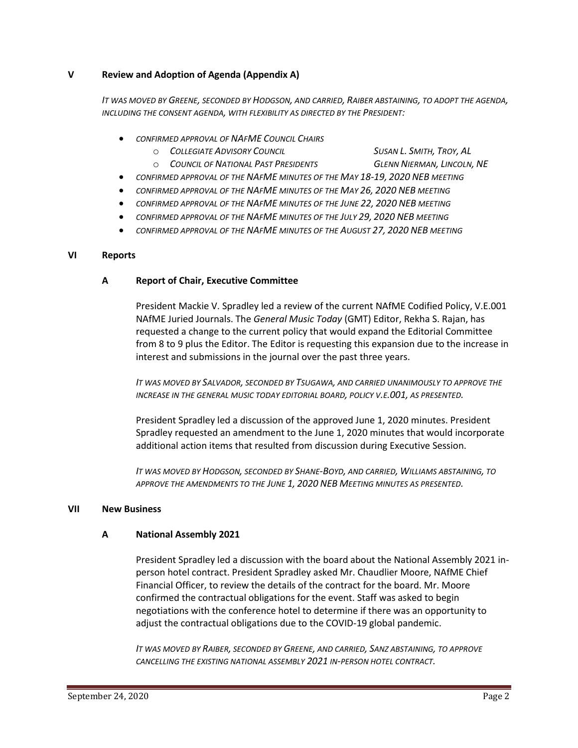## V Review and Adoption of Agenda (Appendix A)

*IT WAS MOVED BY GREENE, SECONDED BY HODGSON, AND CARRIED, RAIBER ABSTAINING, TO ADOPT THE AGENDA, INCLUDING THE CONSENT AGENDA, WITH FLEXIBILITY AS DIRECTED BY THE PRESIDENT:*

- *CONFIRMED APPROVAL OF NAFME COUNCIL CHAIRS*
  - *COLLEGIATE ADVISORY COUNCIL* — *SUSAN L. SMITH, TROY, AL*
  - *COUNCIL OF NATIONAL PAST PRESIDENTS* — *GLENN NIERMAN, LINCOLN, NE*
- *CONFIRMED APPROVAL OF THE NAFME MINUTES OF THE MAY 18-19, 2020 NEB MEETING*
- *CONFIRMED APPROVAL OF THE NAFME MINUTES OF THE MAY 26, 2020 NEB MEETING*
- *CONFIRMED APPROVAL OF THE NAFME MINUTES OF THE JUNE 22, 2020 NEB MEETING*
- *CONFIRMED APPROVAL OF THE NAFME MINUTES OF THE JULY 29, 2020 NEB MEETING*
- *CONFIRMED APPROVAL OF THE NAFME MINUTES OF THE AUGUST 27, 2020 NEB MEETING*

## VI Reports

### A Report of Chair, Executive Committee

President Mackie V. Spradley led a review of the current NAfME Codified Policy, V.E.001 NAfME Juried Journals. The *General Music Today* (GMT) Editor, Rekha S. Rajan, has requested a change to the current policy that would expand the Editorial Committee from 8 to 9 plus the Editor. The Editor is requesting this expansion due to the increase in interest and submissions in the journal over the past three years.

*IT WAS MOVED BY SALVADOR, SECONDED BY TSUGAWA, AND CARRIED UNANIMOUSLY TO APPROVE THE INCREASE IN THE GENERAL MUSIC TODAY EDITORIAL BOARD, POLICY V.E.001, AS PRESENTED.*

President Spradley led a discussion of the approved June 1, 2020 minutes. President Spradley requested an amendment to the June 1, 2020 minutes that would incorporate additional action items that resulted from discussion during Executive Session.

*IT WAS MOVED BY HODGSON, SECONDED BY SHANE-BOYD, AND CARRIED, WILLIAMS ABSTAINING, TO APPROVE THE AMENDMENTS TO THE JUNE 1, 2020 NEB MEETING MINUTES AS PRESENTED.*

## VII New Business

### A National Assembly 2021

President Spradley led a discussion with the board about the National Assembly 2021 in-person hotel contract. President Spradley asked Mr. Chaudlier Moore, NAfME Chief Financial Officer, to review the details of the contract for the board. Mr. Moore confirmed the contractual obligations for the event. Staff was asked to begin negotiations with the conference hotel to determine if there was an opportunity to adjust the contractual obligations due to the COVID-19 global pandemic.

*IT WAS MOVED BY RAIBER, SECONDED BY GREENE, AND CARRIED, SANZ ABSTAINING, TO APPROVE CANCELLING THE EXISTING NATIONAL ASSEMBLY 2021 IN-PERSON HOTEL CONTRACT.*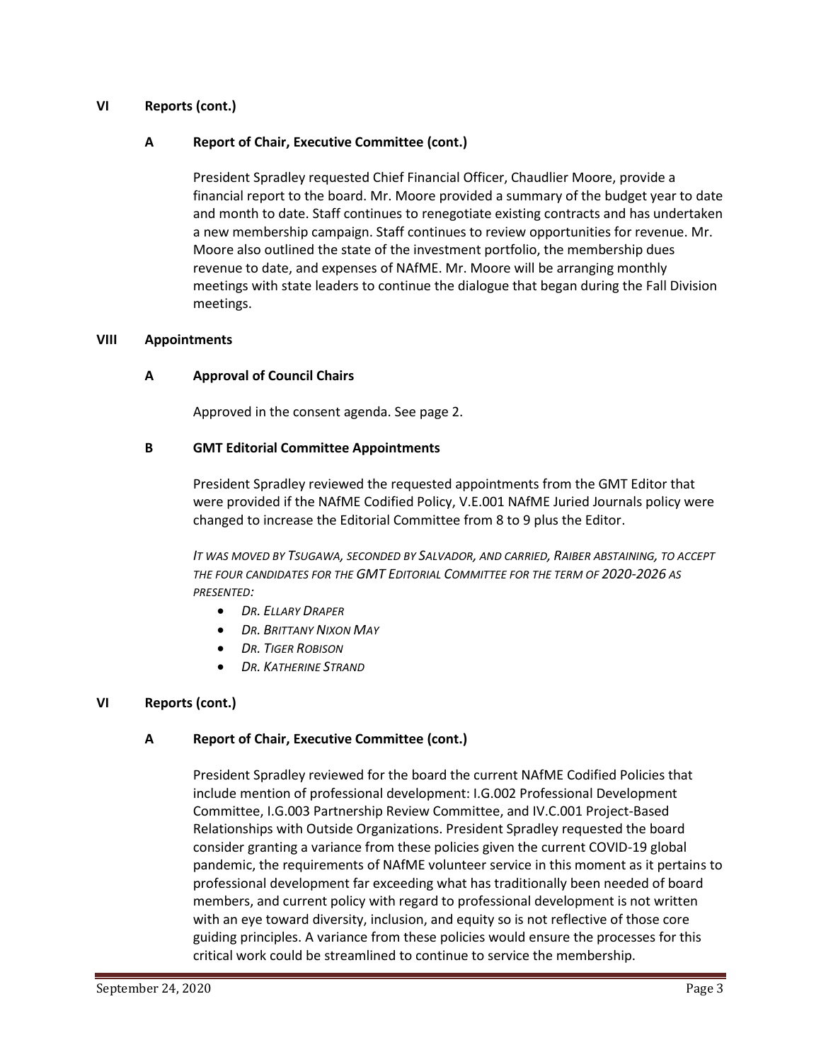## VI Reports (cont.)

### A Report of Chair, Executive Committee (cont.)

President Spradley requested Chief Financial Officer, Chaudlier Moore, provide a financial report to the board. Mr. Moore provided a summary of the budget year to date and month to date. Staff continues to renegotiate existing contracts and has undertaken a new membership campaign. Staff continues to review opportunities for revenue. Mr. Moore also outlined the state of the investment portfolio, the membership dues revenue to date, and expenses of NAfME. Mr. Moore will be arranging monthly meetings with state leaders to continue the dialogue that began during the Fall Division meetings.

## VIII Appointments

### A Approval of Council Chairs

Approved in the consent agenda. See page 2.

### B GMT Editorial Committee Appointments

President Spradley reviewed the requested appointments from the GMT Editor that were provided if the NAfME Codified Policy, V.E.001 NAfME Juried Journals policy were changed to increase the Editorial Committee from 8 to 9 plus the Editor.

*It was moved by Tsugawa, seconded by Salvador, and carried, Raiber abstaining, to accept the four candidates for the GMT Editorial Committee for the term of 2020-2026 as presented:*

- *Dr. Ellary Draper*
- *Dr. Brittany Nixon May*
- *Dr. Tiger Robison*
- *Dr. Katherine Strand*

## VI Reports (cont.)

### A Report of Chair, Executive Committee (cont.)

President Spradley reviewed for the board the current NAfME Codified Policies that include mention of professional development: I.G.002 Professional Development Committee, I.G.003 Partnership Review Committee, and IV.C.001 Project-Based Relationships with Outside Organizations. President Spradley requested the board consider granting a variance from these policies given the current COVID-19 global pandemic, the requirements of NAfME volunteer service in this moment as it pertains to professional development far exceeding what has traditionally been needed of board members, and current policy with regard to professional development is not written with an eye toward diversity, inclusion, and equity so is not reflective of those core guiding principles. A variance from these policies would ensure the processes for this critical work could be streamlined to continue to service the membership.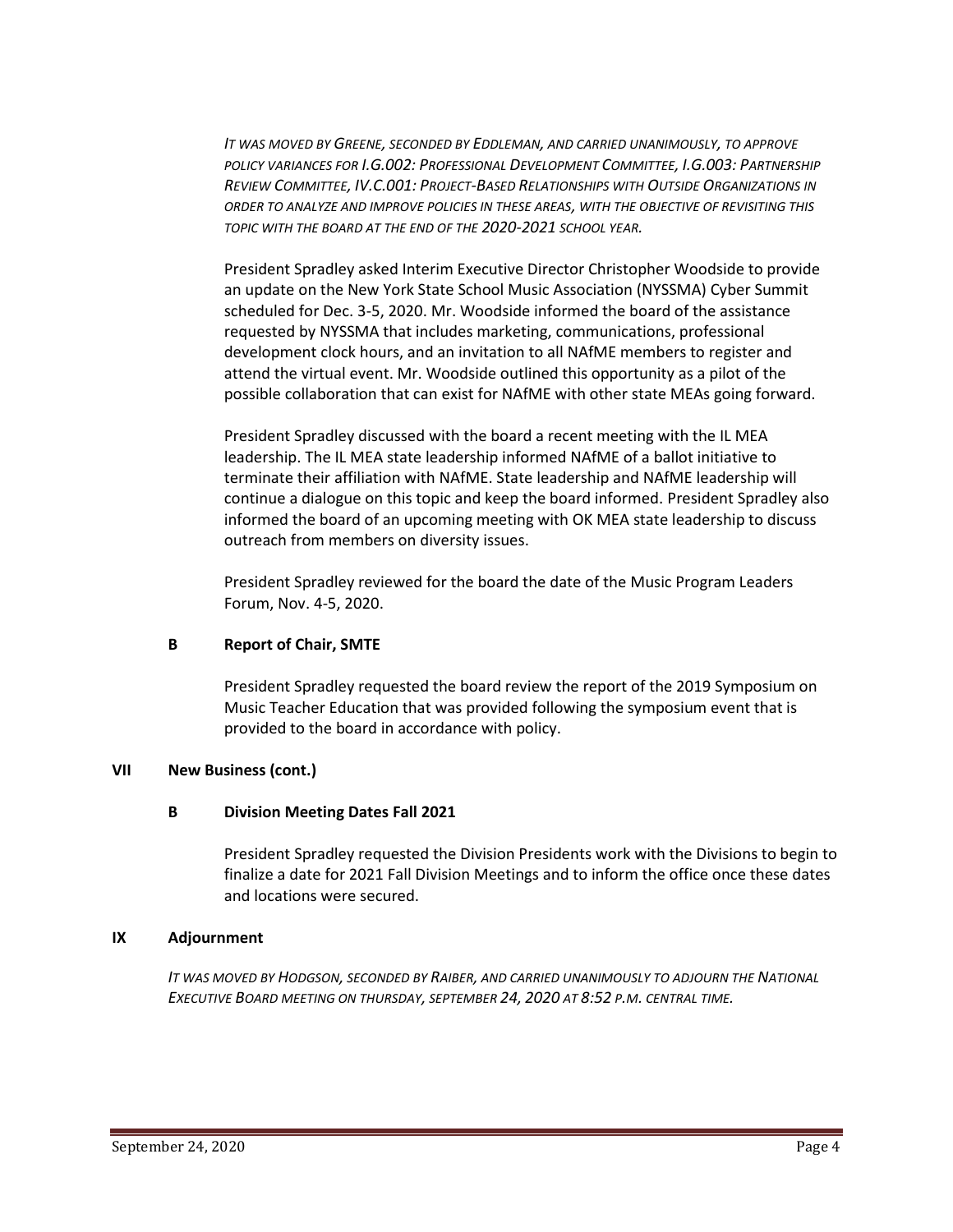*IT WAS MOVED BY GREENE, SECONDED BY EDDLEMAN, AND CARRIED UNANIMOUSLY, TO APPROVE POLICY VARIANCES FOR I.G.002: PROFESSIONAL DEVELOPMENT COMMITTEE, I.G.003: PARTNERSHIP REVIEW COMMITTEE, IV.C.001: PROJECT-BASED RELATIONSHIPS WITH OUTSIDE ORGANIZATIONS IN ORDER TO ANALYZE AND IMPROVE POLICIES IN THESE AREAS, WITH THE OBJECTIVE OF REVISITING THIS TOPIC WITH THE BOARD AT THE END OF THE 2020-2021 SCHOOL YEAR.*

President Spradley asked Interim Executive Director Christopher Woodside to provide an update on the New York State School Music Association (NYSSMA) Cyber Summit scheduled for Dec. 3-5, 2020. Mr. Woodside informed the board of the assistance requested by NYSSMA that includes marketing, communications, professional development clock hours, and an invitation to all NAfME members to register and attend the virtual event. Mr. Woodside outlined this opportunity as a pilot of the possible collaboration that can exist for NAfME with other state MEAs going forward.

President Spradley discussed with the board a recent meeting with the IL MEA leadership. The IL MEA state leadership informed NAfME of a ballot initiative to terminate their affiliation with NAfME. State leadership and NAfME leadership will continue a dialogue on this topic and keep the board informed. President Spradley also informed the board of an upcoming meeting with OK MEA state leadership to discuss outreach from members on diversity issues.

President Spradley reviewed for the board the date of the Music Program Leaders Forum, Nov. 4-5, 2020.

### B Report of Chair, SMTE

President Spradley requested the board review the report of the 2019 Symposium on Music Teacher Education that was provided following the symposium event that is provided to the board in accordance with policy.

## VII New Business (cont.)

### B Division Meeting Dates Fall 2021

President Spradley requested the Division Presidents work with the Divisions to begin to finalize a date for 2021 Fall Division Meetings and to inform the office once these dates and locations were secured.

## IX Adjournment

*IT WAS MOVED BY HODGSON, SECONDED BY RAIBER, AND CARRIED UNANIMOUSLY TO ADJOURN THE NATIONAL EXECUTIVE BOARD MEETING ON THURSDAY, SEPTEMBER 24, 2020 AT 8:52 P.M. CENTRAL TIME.*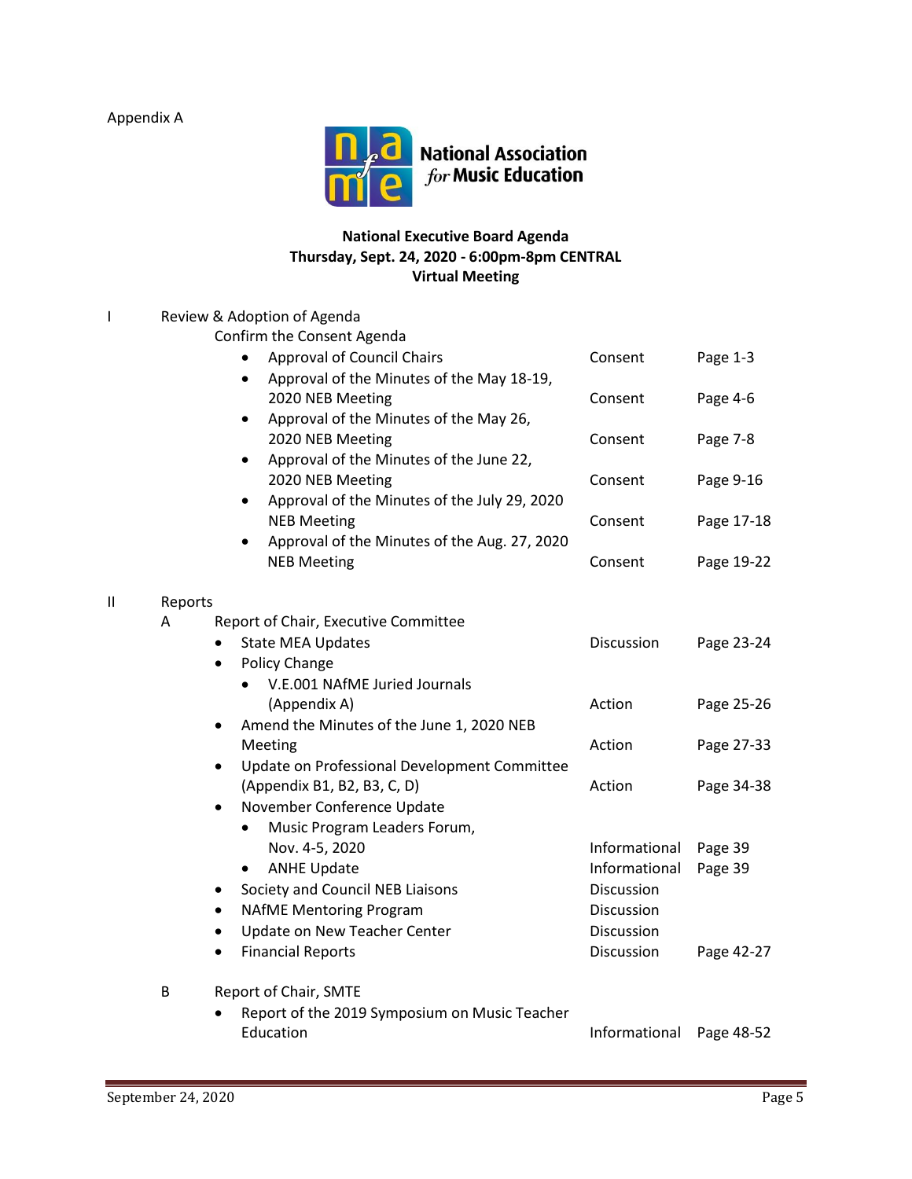Appendix A

National Association *for* Music Education

**National Executive Board Agenda**
**Thursday, Sept. 24, 2020 - 6:00pm-8pm CENTRAL**
**Virtual Meeting**

| | | | | |
|---|---|---|---|---|
| I | Review & Adoption of Agenda | | | |
| | | Confirm the Consent Agenda | | |
| | | • Approval of Council Chairs | Consent | Page 1-3 |
| | | • Approval of the Minutes of the May 18-19, 2020 NEB Meeting | Consent | Page 4-6 |
| | | • Approval of the Minutes of the May 26, 2020 NEB Meeting | Consent | Page 7-8 |
| | | • Approval of the Minutes of the June 22, 2020 NEB Meeting | Consent | Page 9-16 |
| | | • Approval of the Minutes of the July 29, 2020 NEB Meeting | Consent | Page 17-18 |
| | | • Approval of the Minutes of the Aug. 27, 2020 NEB Meeting | Consent | Page 19-22 |
| II | Reports | | | |
| | A | Report of Chair, Executive Committee | | |
| | | • State MEA Updates | Discussion | Page 23-24 |
| | | • Policy Change | | |
| | | • V.E.001 NAfME Juried Journals (Appendix A) | Action | Page 25-26 |
| | | • Amend the Minutes of the June 1, 2020 NEB Meeting | Action | Page 27-33 |
| | | • Update on Professional Development Committee (Appendix B1, B2, B3, C, D) | Action | Page 34-38 |
| | | • November Conference Update | | |
| | | • Music Program Leaders Forum, Nov. 4-5, 2020 | Informational | Page 39 |
| | | • ANHE Update | Informational | Page 39 |
| | | • Society and Council NEB Liaisons | Discussion | |
| | | • NAfME Mentoring Program | Discussion | |
| | | • Update on New Teacher Center | Discussion | |
| | | • Financial Reports | Discussion | Page 42-27 |
| | B | Report of Chair, SMTE | | |
| | | • Report of the 2019 Symposium on Music Teacher Education | Informational | Page 48-52 |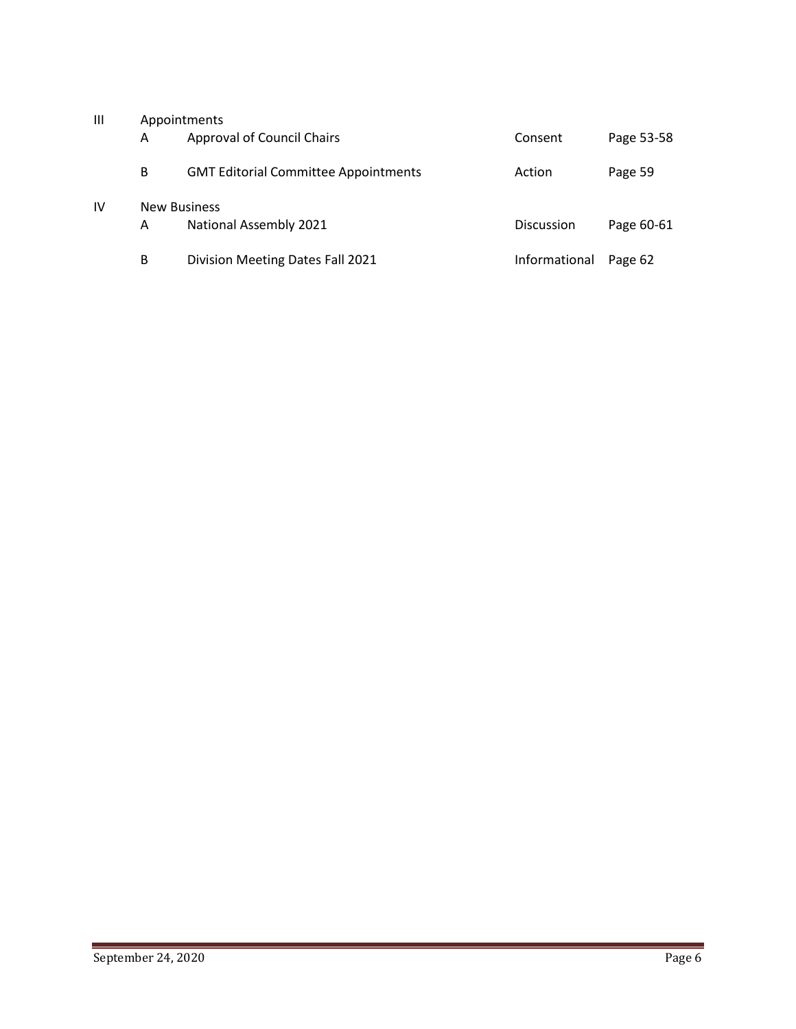| | | | | |
|---|---|---|---|---|
| III | Appointments | | | |
| | A | Approval of Council Chairs | Consent | Page 53-58 |
| | B | GMT Editorial Committee Appointments | Action | Page 59 |
| IV | New Business | | | |
| | A | National Assembly 2021 | Discussion | Page 60-61 |
| | B | Division Meeting Dates Fall 2021 | Informational | Page 62 |